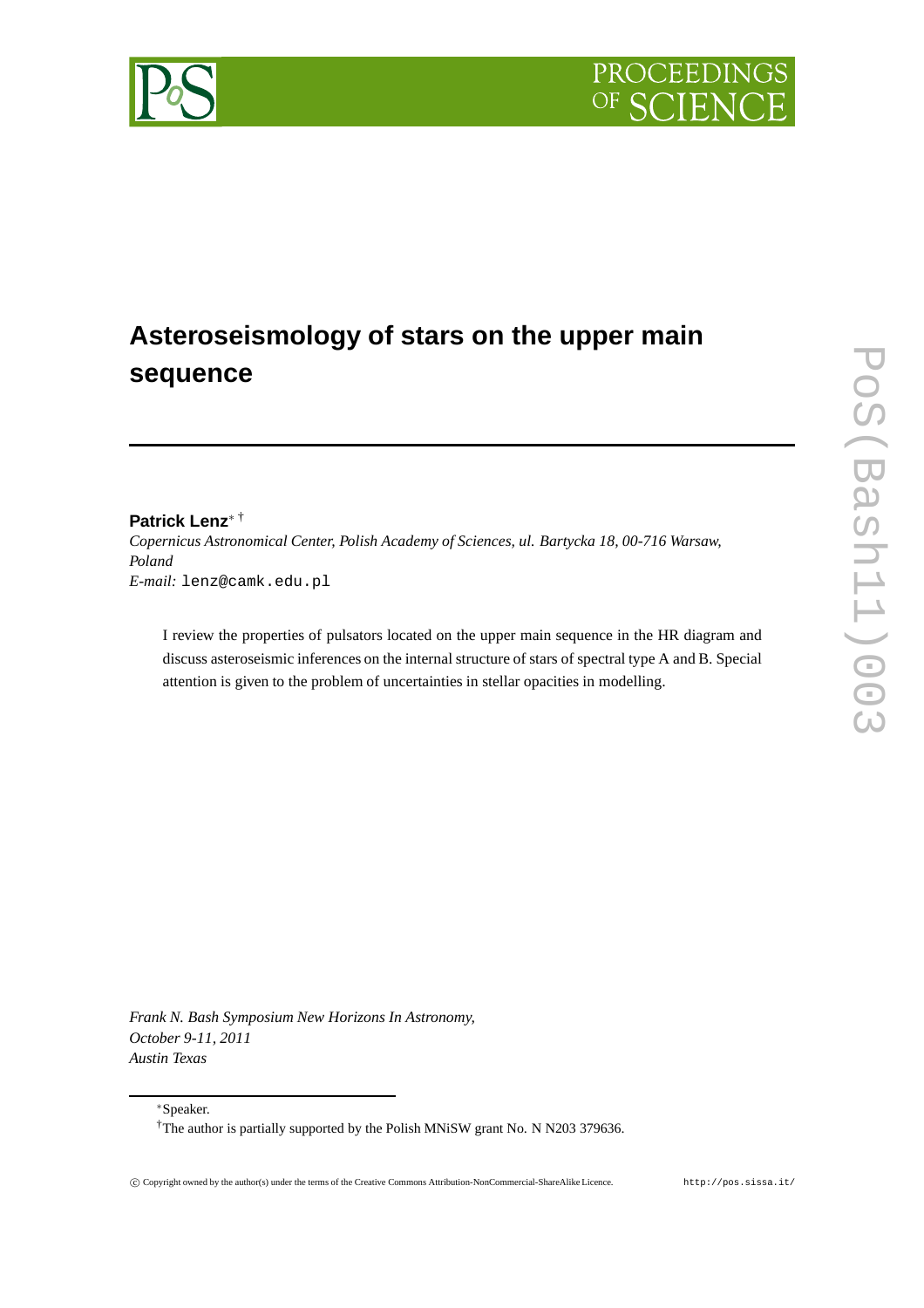# Asteroseismology of stars on the upper main sequence

**Patrick Lenz**[∗] [†]

*Copernicus Astronomical Center, Polish Academy of Sciences, ul. Bartycka 18, 00-716 Warsaw, Poland*

*E-mail:* `lenz@camk.edu.pl`

I review the properties of pulsators located on the upper main sequence in the HR diagram and discuss asteroseismic inferences on the internal structure of stars of spectral type A and B. Special attention is given to the problem of uncertainties in stellar opacities in modelling.

*Frank N. Bash Symposium New Horizons In Astronomy,*
*October 9-11, 2011*
*Austin Texas*

[∗]Speaker.

[†]The author is partially supported by the Polish MNiSW grant No. N N203 379636.

© Copyright owned by the author(s) under the terms of the Creative Commons Attribution-NonCommercial-ShareAlike Licence. http://pos.sissa.it/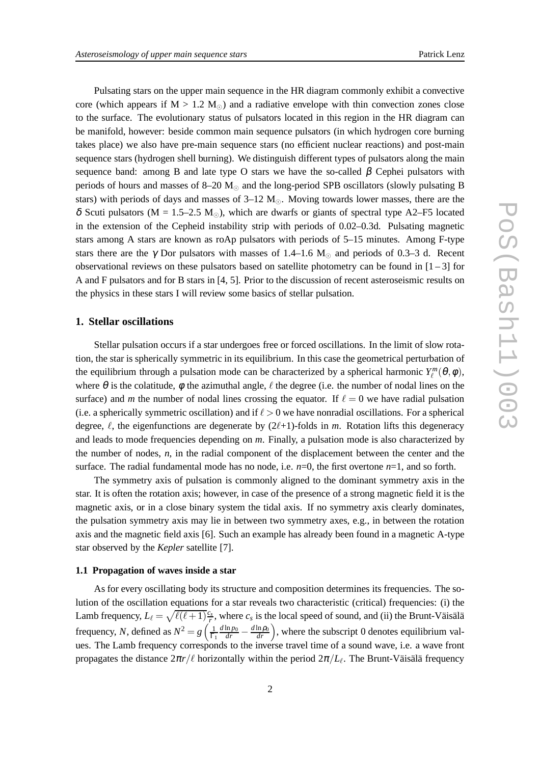Pulsating stars on the upper main sequence in the HR diagram commonly exhibit a convective core (which appears if M > 1.2 $M_\odot$) and a radiative envelope with thin convection zones close to the surface. The evolutionary status of pulsators located in this region in the HR diagram can be manifold, however: beside common main sequence pulsators (in which hydrogen core burning takes place) we also have pre-main sequence stars (no efficient nuclear reactions) and post-main sequence stars (hydrogen shell burning). We distinguish different types of pulsators along the main sequence band: among B and late type O stars we have the so-called $\beta$ Cephei pulsators with periods of hours and masses of 8–20 $M_\odot$ and the long-period SPB oscillators (slowly pulsating B stars) with periods of days and masses of 3–12 $M_\odot$. Moving towards lower masses, there are the $\delta$ Scuti pulsators (M = 1.5–2.5 $M_\odot$), which are dwarfs or giants of spectral type A2–F5 located in the extension of the Cepheid instability strip with periods of 0.02–0.3d. Pulsating magnetic stars among A stars are known as roAp pulsators with periods of 5–15 minutes. Among F-type stars there are the $\gamma$ Dor pulsators with masses of 1.4–1.6 $M_\odot$ and periods of 0.3–3 d. Recent observational reviews on these pulsators based on satellite photometry can be found in [1–3] for A and F pulsators and for B stars in [4, 5]. Prior to the discussion of recent asteroseismic results on the physics in these stars I will review some basics of stellar pulsation.

## 1. Stellar oscillations

Stellar pulsation occurs if a star undergoes free or forced oscillations. In the limit of slow rotation, the star is spherically symmetric in its equilibrium. In this case the geometrical perturbation of the equilibrium through a pulsation mode can be characterized by a spherical harmonic $Y_\ell^m(\theta,\phi)$, where $\theta$ is the colatitude, $\phi$ the azimuthal angle, $\ell$ the degree (i.e. the number of nodal lines on the surface) and $m$ the number of nodal lines crossing the equator. If $\ell = 0$ we have radial pulsation (i.e. a spherically symmetric oscillation) and if $\ell > 0$ we have nonradial oscillations. For a spherical degree, $\ell$, the eigenfunctions are degenerate by ($2\ell$+1)-folds in $m$. Rotation lifts this degeneracy and leads to mode frequencies depending on $m$. Finally, a pulsation mode is also characterized by the number of nodes, $n$, in the radial component of the displacement between the center and the surface. The radial fundamental mode has no node, i.e. $n$=0, the first overtone $n$=1, and so forth.

The symmetry axis of pulsation is commonly aligned to the dominant symmetry axis in the star. It is often the rotation axis; however, in case of the presence of a strong magnetic field it is the magnetic axis, or in a close binary system the tidal axis. If no symmetry axis clearly dominates, the pulsation symmetry axis may lie in between two symmetry axes, e.g., in between the rotation axis and the magnetic field axis [6]. Such an example has already been found in a magnetic A-type star observed by the *Kepler* satellite [7].

### 1.1 Propagation of waves inside a star

As for every oscillating body its structure and composition determines its frequencies. The solution of the oscillation equations for a star reveals two characteristic (critical) frequencies: (i) the Lamb frequency, $L_\ell = \sqrt{\ell(\ell+1)}\frac{c_s}{r}$, where $c_s$ is the local speed of sound, and (ii) the Brunt-Väisälä frequency, $N$, defined as $N^2 = g\left(\frac{1}{\Gamma_1}\frac{d\ln p_0}{dr} - \frac{d\ln \rho_0}{dr}\right)$, where the subscript 0 denotes equilibrium values. The Lamb frequency corresponds to the inverse travel time of a sound wave, i.e. a wave front propagates the distance $2\pi r/\ell$ horizontally within the period $2\pi/L_\ell$. The Brunt-Väisälä frequency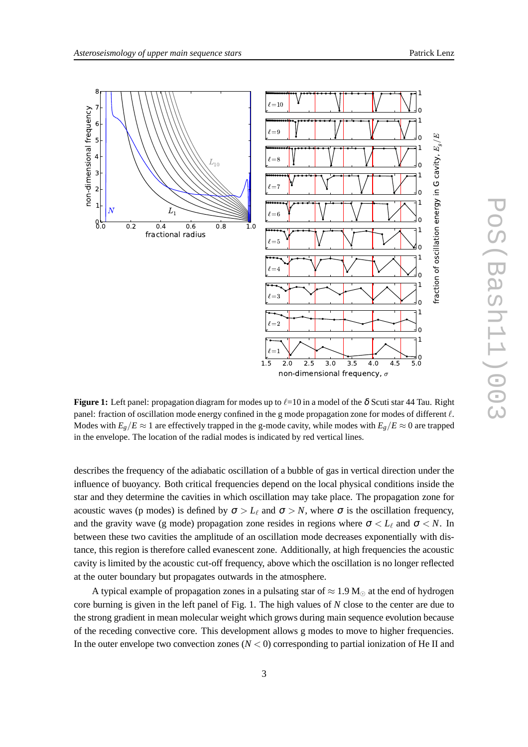**Figure 1:** Left panel: propagation diagram for modes up to $\ell$=10 in a model of the δ Scuti star 44 Tau. Right panel: fraction of oscillation mode energy confined in the g mode propagation zone for modes of different $\ell$. Modes with $E_g/E \approx 1$ are effectively trapped in the g-mode cavity, while modes with $E_g/E \approx 0$ are trapped in the envelope. The location of the radial modes is indicated by red vertical lines.

describes the frequency of the adiabatic oscillation of a bubble of gas in vertical direction under the influence of buoyancy. Both critical frequencies depend on the local physical conditions inside the star and they determine the cavities in which oscillation may take place. The propagation zone for acoustic waves (p modes) is defined by $\sigma > L_\ell$ and $\sigma > N$, where $\sigma$ is the oscillation frequency, and the gravity wave (g mode) propagation zone resides in regions where $\sigma < L_\ell$ and $\sigma < N$. In between these two cavities the amplitude of an oscillation mode decreases exponentially with distance, this region is therefore called evanescent zone. Additionally, at high frequencies the acoustic cavity is limited by the acoustic cut-off frequency, above which the oscillation is no longer reflected at the outer boundary but propagates outwards in the atmosphere.

A typical example of propagation zones in a pulsating star of $\approx 1.9\ \mathrm{M}_\odot$ at the end of hydrogen core burning is given in the left panel of Fig. 1. The high values of $N$ close to the center are due to the strong gradient in mean molecular weight which grows during main sequence evolution because of the receding convective core. This development allows g modes to move to higher frequencies. In the outer envelope two convection zones ($N < 0$) corresponding to partial ionization of He II and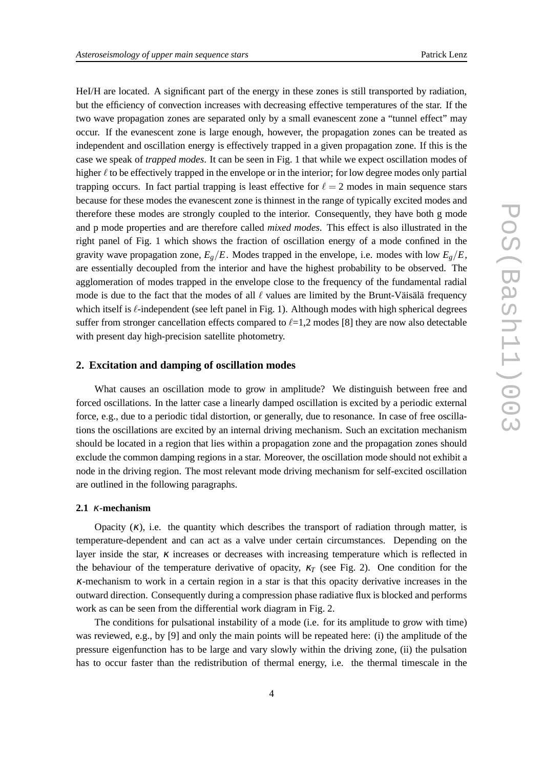HeI/H are located. A significant part of the energy in these zones is still transported by radiation, but the efficiency of convection increases with decreasing effective temperatures of the star. If the two wave propagation zones are separated only by a small evanescent zone a "tunnel effect" may occur. If the evanescent zone is large enough, however, the propagation zones can be treated as independent and oscillation energy is effectively trapped in a given propagation zone. If this is the case we speak of *trapped modes*. It can be seen in Fig. 1 that while we expect oscillation modes of higher $\ell$ to be effectively trapped in the envelope or in the interior; for low degree modes only partial trapping occurs. In fact partial trapping is least effective for $\ell = 2$ modes in main sequence stars because for these modes the evanescent zone is thinnest in the range of typically excited modes and therefore these modes are strongly coupled to the interior. Consequently, they have both g mode and p mode properties and are therefore called *mixed modes*. This effect is also illustrated in the right panel of Fig. 1 which shows the fraction of oscillation energy of a mode confined in the gravity wave propagation zone, $E_g/E$. Modes trapped in the envelope, i.e. modes with low $E_g/E$, are essentially decoupled from the interior and have the highest probability to be observed. The agglomeration of modes trapped in the envelope close to the frequency of the fundamental radial mode is due to the fact that the modes of all $\ell$ values are limited by the Brunt-Väisälä frequency which itself is $\ell$-independent (see left panel in Fig. 1). Although modes with high spherical degrees suffer from stronger cancellation effects compared to $\ell$=1,2 modes [8] they are now also detectable with present day high-precision satellite photometry.

## 2. Excitation and damping of oscillation modes

What causes an oscillation mode to grow in amplitude? We distinguish between free and forced oscillations. In the latter case a linearly damped oscillation is excited by a periodic external force, e.g., due to a periodic tidal distortion, or generally, due to resonance. In case of free oscillations the oscillations are excited by an internal driving mechanism. Such an excitation mechanism should be located in a region that lies within a propagation zone and the propagation zones should exclude the common damping regions in a star. Moreover, the oscillation mode should not exhibit a node in the driving region. The most relevant mode driving mechanism for self-excited oscillation are outlined in the following paragraphs.

### 2.1 $\kappa$-mechanism

Opacity ($\kappa$), i.e. the quantity which describes the transport of radiation through matter, is temperature-dependent and can act as a valve under certain circumstances. Depending on the layer inside the star, $\kappa$ increases or decreases with increasing temperature which is reflected in the behaviour of the temperature derivative of opacity, $\kappa_T$ (see Fig. 2). One condition for the $\kappa$-mechanism to work in a certain region in a star is that this opacity derivative increases in the outward direction. Consequently during a compression phase radiative flux is blocked and performs work as can be seen from the differential work diagram in Fig. 2.

The conditions for pulsational instability of a mode (i.e. for its amplitude to grow with time) was reviewed, e.g., by [9] and only the main points will be repeated here: (i) the amplitude of the pressure eigenfunction has to be large and vary slowly within the driving zone, (ii) the pulsation has to occur faster than the redistribution of thermal energy, i.e. the thermal timescale in the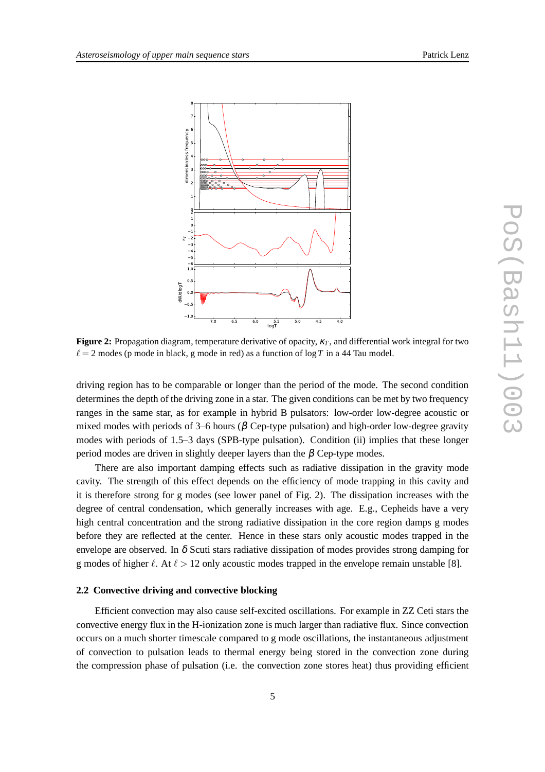**Figure 2:** Propagation diagram, temperature derivative of opacity, $\kappa_T$, and differential work integral for two $\ell = 2$ modes (p mode in black, g mode in red) as a function of $\log T$ in a 44 Tau model.

driving region has to be comparable or longer than the period of the mode. The second condition determines the depth of the driving zone in a star. The given conditions can be met by two frequency ranges in the same star, as for example in hybrid B pulsators: low-order low-degree acoustic or mixed modes with periods of 3–6 hours ($\beta$ Cep-type pulsation) and high-order low-degree gravity modes with periods of 1.5–3 days (SPB-type pulsation). Condition (ii) implies that these longer period modes are driven in slightly deeper layers than the $\beta$ Cep-type modes.

There are also important damping effects such as radiative dissipation in the gravity mode cavity. The strength of this effect depends on the efficiency of mode trapping in this cavity and it is therefore strong for g modes (see lower panel of Fig. 2). The dissipation increases with the degree of central condensation, which generally increases with age. E.g., Cepheids have a very high central concentration and the strong radiative dissipation in the core region damps g modes before they are reflected at the center. Hence in these stars only acoustic modes trapped in the envelope are observed. In $\delta$ Scuti stars radiative dissipation of modes provides strong damping for g modes of higher $\ell$. At $\ell > 12$ only acoustic modes trapped in the envelope remain unstable [8].

### 2.2 Convective driving and convective blocking

Efficient convection may also cause self-excited oscillations. For example in ZZ Ceti stars the convective energy flux in the H-ionization zone is much larger than radiative flux. Since convection occurs on a much shorter timescale compared to g mode oscillations, the instantaneous adjustment of convection to pulsation leads to thermal energy being stored in the convection zone during the compression phase of pulsation (i.e. the convection zone stores heat) thus providing efficient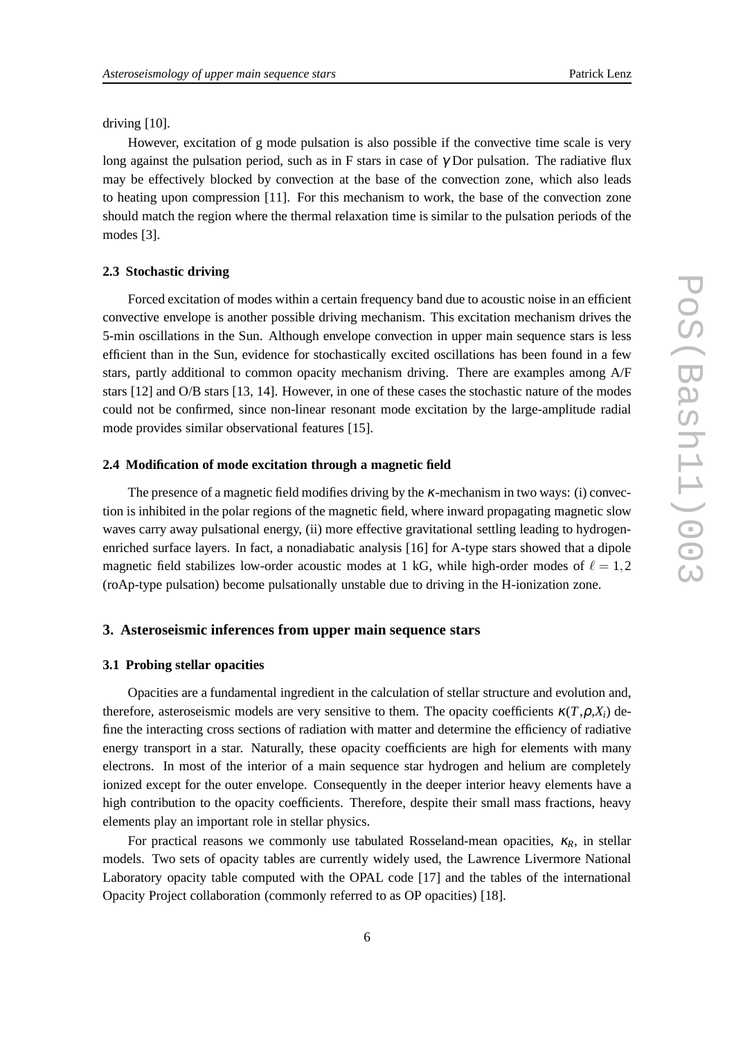driving [10].

However, excitation of g mode pulsation is also possible if the convective time scale is very long against the pulsation period, such as in F stars in case of $\gamma$ Dor pulsation. The radiative flux may be effectively blocked by convection at the base of the convection zone, which also leads to heating upon compression [11]. For this mechanism to work, the base of the convection zone should match the region where the thermal relaxation time is similar to the pulsation periods of the modes [3].

### 2.3 Stochastic driving

Forced excitation of modes within a certain frequency band due to acoustic noise in an efficient convective envelope is another possible driving mechanism. This excitation mechanism drives the 5-min oscillations in the Sun. Although envelope convection in upper main sequence stars is less efficient than in the Sun, evidence for stochastically excited oscillations has been found in a few stars, partly additional to common opacity mechanism driving. There are examples among A/F stars [12] and O/B stars [13, 14]. However, in one of these cases the stochastic nature of the modes could not be confirmed, since non-linear resonant mode excitation by the large-amplitude radial mode provides similar observational features [15].

### 2.4 Modification of mode excitation through a magnetic field

The presence of a magnetic field modifies driving by the $\kappa$-mechanism in two ways: (i) convection is inhibited in the polar regions of the magnetic field, where inward propagating magnetic slow waves carry away pulsational energy, (ii) more effective gravitational settling leading to hydrogen-enriched surface layers. In fact, a nonadiabatic analysis [16] for A-type stars showed that a dipole magnetic field stabilizes low-order acoustic modes at 1 kG, while high-order modes of $\ell = 1,2$ (roAp-type pulsation) become pulsationally unstable due to driving in the H-ionization zone.

## 3. Asteroseismic inferences from upper main sequence stars

### 3.1 Probing stellar opacities

Opacities are a fundamental ingredient in the calculation of stellar structure and evolution and, therefore, asteroseismic models are very sensitive to them. The opacity coefficients $\kappa(T,\rho,X_i)$ define the interacting cross sections of radiation with matter and determine the efficiency of radiative energy transport in a star. Naturally, these opacity coefficients are high for elements with many electrons. In most of the interior of a main sequence star hydrogen and helium are completely ionized except for the outer envelope. Consequently in the deeper interior heavy elements have a high contribution to the opacity coefficients. Therefore, despite their small mass fractions, heavy elements play an important role in stellar physics.

For practical reasons we commonly use tabulated Rosseland-mean opacities, $\kappa_R$, in stellar models. Two sets of opacity tables are currently widely used, the Lawrence Livermore National Laboratory opacity table computed with the OPAL code [17] and the tables of the international Opacity Project collaboration (commonly referred to as OP opacities) [18].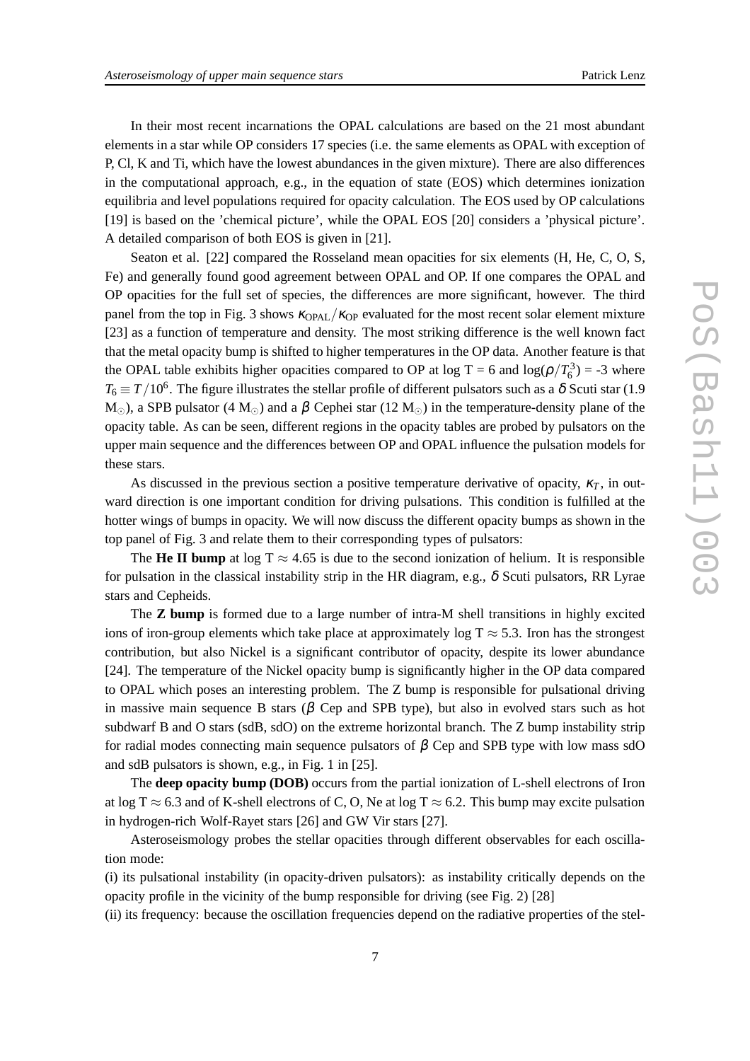In their most recent incarnations the OPAL calculations are based on the 21 most abundant elements in a star while OP considers 17 species (i.e. the same elements as OPAL with exception of P, Cl, K and Ti, which have the lowest abundances in the given mixture). There are also differences in the computational approach, e.g., in the equation of state (EOS) which determines ionization equilibria and level populations required for opacity calculation. The EOS used by OP calculations [19] is based on the 'chemical picture', while the OPAL EOS [20] considers a 'physical picture'. A detailed comparison of both EOS is given in [21].

Seaton et al. [22] compared the Rosseland mean opacities for six elements (H, He, C, O, S, Fe) and generally found good agreement between OPAL and OP. If one compares the OPAL and OP opacities for the full set of species, the differences are more significant, however. The third panel from the top in Fig. 3 shows $\kappa_{\rm OPAL}/\kappa_{\rm OP}$ evaluated for the most recent solar element mixture [23] as a function of temperature and density. The most striking difference is the well known fact that the metal opacity bump is shifted to higher temperatures in the OP data. Another feature is that the OPAL table exhibits higher opacities compared to OP at log T = 6 and $\log(\rho/T_6^3)$ = -3 where $T_6 \equiv T/10^6$. The figure illustrates the stellar profile of different pulsators such as a $\delta$ Scuti star (1.9 $M_\odot$), a SPB pulsator (4 $M_\odot$) and a $\beta$ Cephei star (12 $M_\odot$) in the temperature-density plane of the opacity table. As can be seen, different regions in the opacity tables are probed by pulsators on the upper main sequence and the differences between OP and OPAL influence the pulsation models for these stars.

As discussed in the previous section a positive temperature derivative of opacity, $\kappa_T$, in outward direction is one important condition for driving pulsations. This condition is fulfilled at the hotter wings of bumps in opacity. We will now discuss the different opacity bumps as shown in the top panel of Fig. 3 and relate them to their corresponding types of pulsators:

The **He II bump** at log T $\approx$ 4.65 is due to the second ionization of helium. It is responsible for pulsation in the classical instability strip in the HR diagram, e.g., $\delta$ Scuti pulsators, RR Lyrae stars and Cepheids.

The **Z bump** is formed due to a large number of intra-M shell transitions in highly excited ions of iron-group elements which take place at approximately log T $\approx$ 5.3. Iron has the strongest contribution, but also Nickel is a significant contributor of opacity, despite its lower abundance [24]. The temperature of the Nickel opacity bump is significantly higher in the OP data compared to OPAL which poses an interesting problem. The Z bump is responsible for pulsational driving in massive main sequence B stars ($\beta$ Cep and SPB type), but also in evolved stars such as hot subdwarf B and O stars (sdB, sdO) on the extreme horizontal branch. The Z bump instability strip for radial modes connecting main sequence pulsators of $\beta$ Cep and SPB type with low mass sdO and sdB pulsators is shown, e.g., in Fig. 1 in [25].

The **deep opacity bump (DOB)** occurs from the partial ionization of L-shell electrons of Iron at log T $\approx$ 6.3 and of K-shell electrons of C, O, Ne at log T $\approx$ 6.2. This bump may excite pulsation in hydrogen-rich Wolf-Rayet stars [26] and GW Vir stars [27].

Asteroseismology probes the stellar opacities through different observables for each oscillation mode:

(i) its pulsational instability (in opacity-driven pulsators): as instability critically depends on the opacity profile in the vicinity of the bump responsible for driving (see Fig. 2) [28]

(ii) its frequency: because the oscillation frequencies depend on the radiative properties of the stel-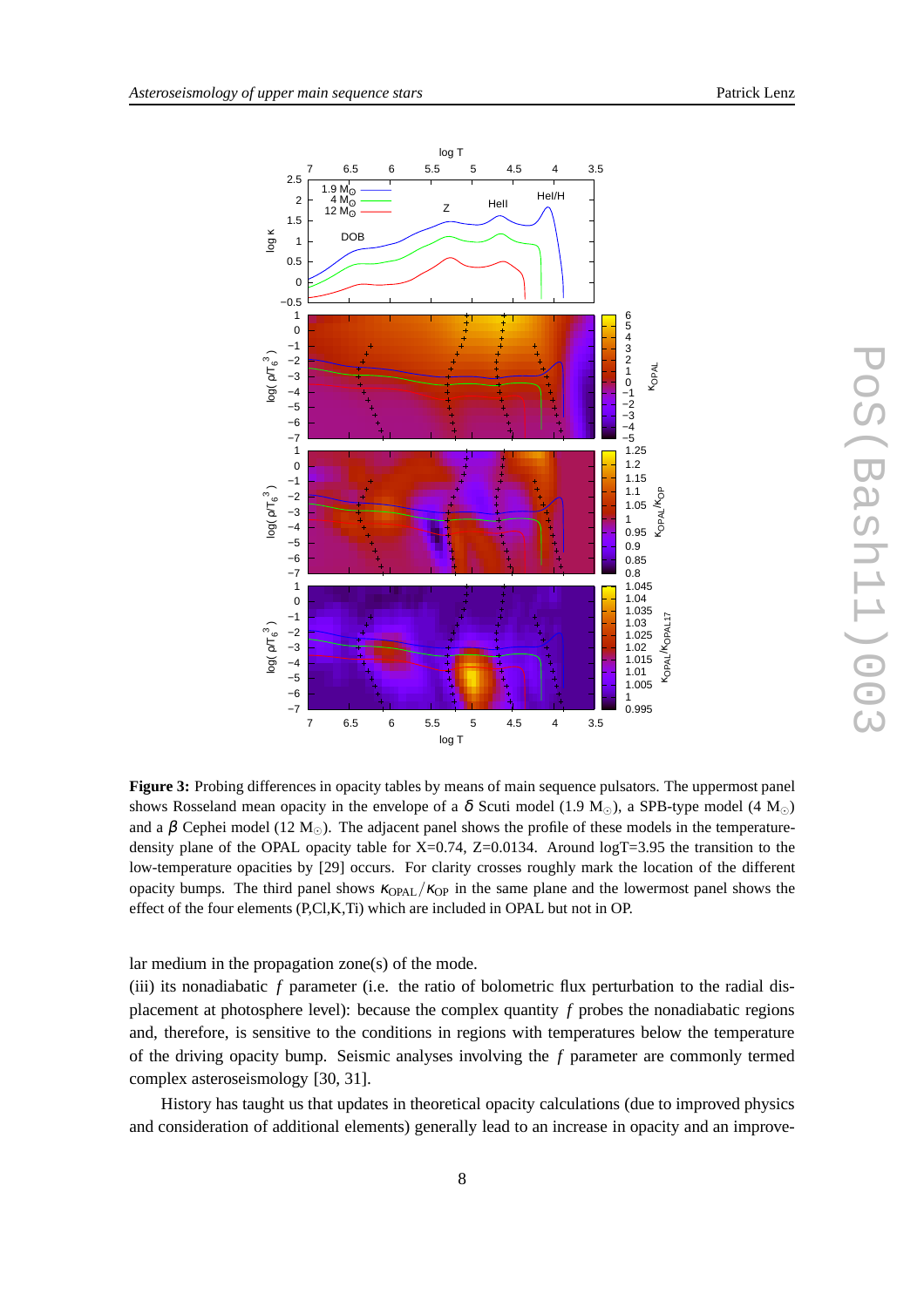**Figure 3:** Probing differences in opacity tables by means of main sequence pulsators. The uppermost panel shows Rosseland mean opacity in the envelope of a $\delta$ Scuti model (1.9 $M_\odot$), a SPB-type model (4 $M_\odot$) and a $\beta$ Cephei model (12 $M_\odot$). The adjacent panel shows the profile of these models in the temperature-density plane of the OPAL opacity table for X=0.74, Z=0.0134. Around logT=3.95 the transition to the low-temperature opacities by [29] occurs. For clarity crosses roughly mark the location of the different opacity bumps. The third panel shows $\kappa_{\rm OPAL}/\kappa_{\rm OP}$ in the same plane and the lowermost panel shows the effect of the four elements (P,Cl,K,Ti) which are included in OPAL but not in OP.

lar medium in the propagation zone(s) of the mode.

(iii) its nonadiabatic $f$ parameter (i.e. the ratio of bolometric flux perturbation to the radial displacement at photosphere level): because the complex quantity $f$ probes the nonadiabatic regions and, therefore, is sensitive to the conditions in regions with temperatures below the temperature of the driving opacity bump. Seismic analyses involving the $f$ parameter are commonly termed complex asteroseismology [30, 31].

History has taught us that updates in theoretical opacity calculations (due to improved physics and consideration of additional elements) generally lead to an increase in opacity and an improve-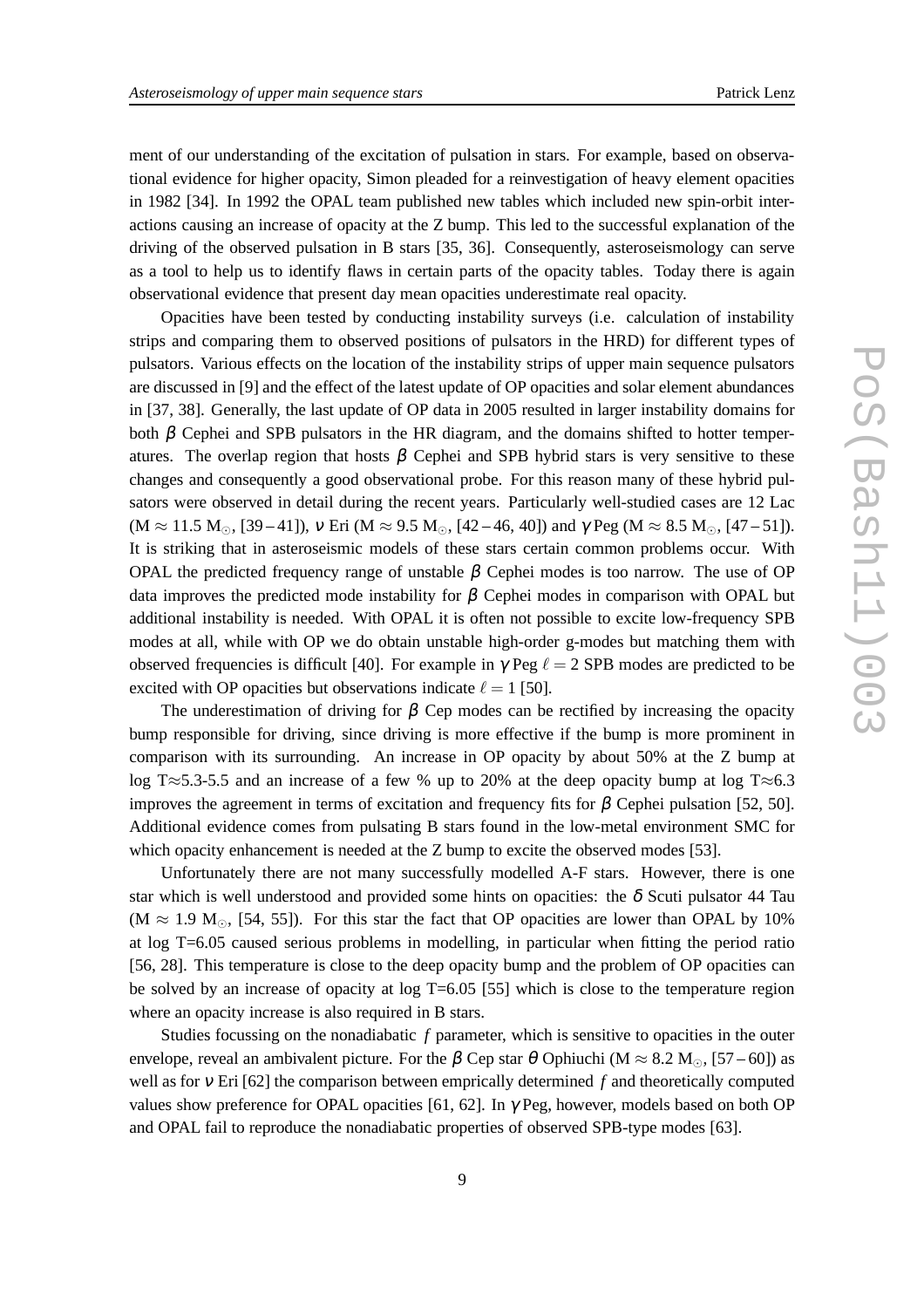ment of our understanding of the excitation of pulsation in stars. For example, based on observational evidence for higher opacity, Simon pleaded for a reinvestigation of heavy element opacities in 1982 [34]. In 1992 the OPAL team published new tables which included new spin-orbit interactions causing an increase of opacity at the Z bump. This led to the successful explanation of the driving of the observed pulsation in B stars [35, 36]. Consequently, asteroseismology can serve as a tool to help us to identify flaws in certain parts of the opacity tables. Today there is again observational evidence that present day mean opacities underestimate real opacity.

Opacities have been tested by conducting instability surveys (i.e. calculation of instability strips and comparing them to observed positions of pulsators in the HRD) for different types of pulsators. Various effects on the location of the instability strips of upper main sequence pulsators are discussed in [9] and the effect of the latest update of OP opacities and solar element abundances in [37, 38]. Generally, the last update of OP data in 2005 resulted in larger instability domains for both $\beta$ Cephei and SPB pulsators in the HR diagram, and the domains shifted to hotter temperatures. The overlap region that hosts $\beta$ Cephei and SPB hybrid stars is very sensitive to these changes and consequently a good observational probe. For this reason many of these hybrid pulsators were observed in detail during the recent years. Particularly well-studied cases are 12 Lac ($M \approx 11.5\ M_{\odot}$, [39 – 41]), $\nu$ Eri ($M \approx 9.5\ M_{\odot}$, [42 – 46, 40]) and $\gamma$ Peg ($M \approx 8.5\ M_{\odot}$, [47 – 51]). It is striking that in asteroseismic models of these stars certain common problems occur. With OPAL the predicted frequency range of unstable $\beta$ Cephei modes is too narrow. The use of OP data improves the predicted mode instability for $\beta$ Cephei modes in comparison with OPAL but additional instability is needed. With OPAL it is often not possible to excite low-frequency SPB modes at all, while with OP we do obtain unstable high-order g-modes but matching them with observed frequencies is difficult [40]. For example in $\gamma$ Peg $\ell = 2$ SPB modes are predicted to be excited with OP opacities but observations indicate $\ell = 1$ [50].

The underestimation of driving for $\beta$ Cep modes can be rectified by increasing the opacity bump responsible for driving, since driving is more effective if the bump is more prominent in comparison with its surrounding. An increase in OP opacity by about 50% at the Z bump at log T≈5.3-5.5 and an increase of a few % up to 20% at the deep opacity bump at log T≈6.3 improves the agreement in terms of excitation and frequency fits for $\beta$ Cephei pulsation [52, 50]. Additional evidence comes from pulsating B stars found in the low-metal environment SMC for which opacity enhancement is needed at the Z bump to excite the observed modes [53].

Unfortunately there are not many successfully modelled A-F stars. However, there is one star which is well understood and provided some hints on opacities: the $\delta$ Scuti pulsator 44 Tau ($M \approx 1.9\ M_{\odot}$, [54, 55]). For this star the fact that OP opacities are lower than OPAL by 10% at log T=6.05 caused serious problems in modelling, in particular when fitting the period ratio [56, 28]. This temperature is close to the deep opacity bump and the problem of OP opacities can be solved by an increase of opacity at log T=6.05 [55] which is close to the temperature region where an opacity increase is also required in B stars.

Studies focussing on the nonadiabatic $f$ parameter, which is sensitive to opacities in the outer envelope, reveal an ambivalent picture. For the $\beta$ Cep star $\theta$ Ophiuchi ($M \approx 8.2\ M_{\odot}$, [57 – 60]) as well as for $\nu$ Eri [62] the comparison between emprically determined $f$ and theoretically computed values show preference for OPAL opacities [61, 62]. In $\gamma$ Peg, however, models based on both OP and OPAL fail to reproduce the nonadiabatic properties of observed SPB-type modes [63].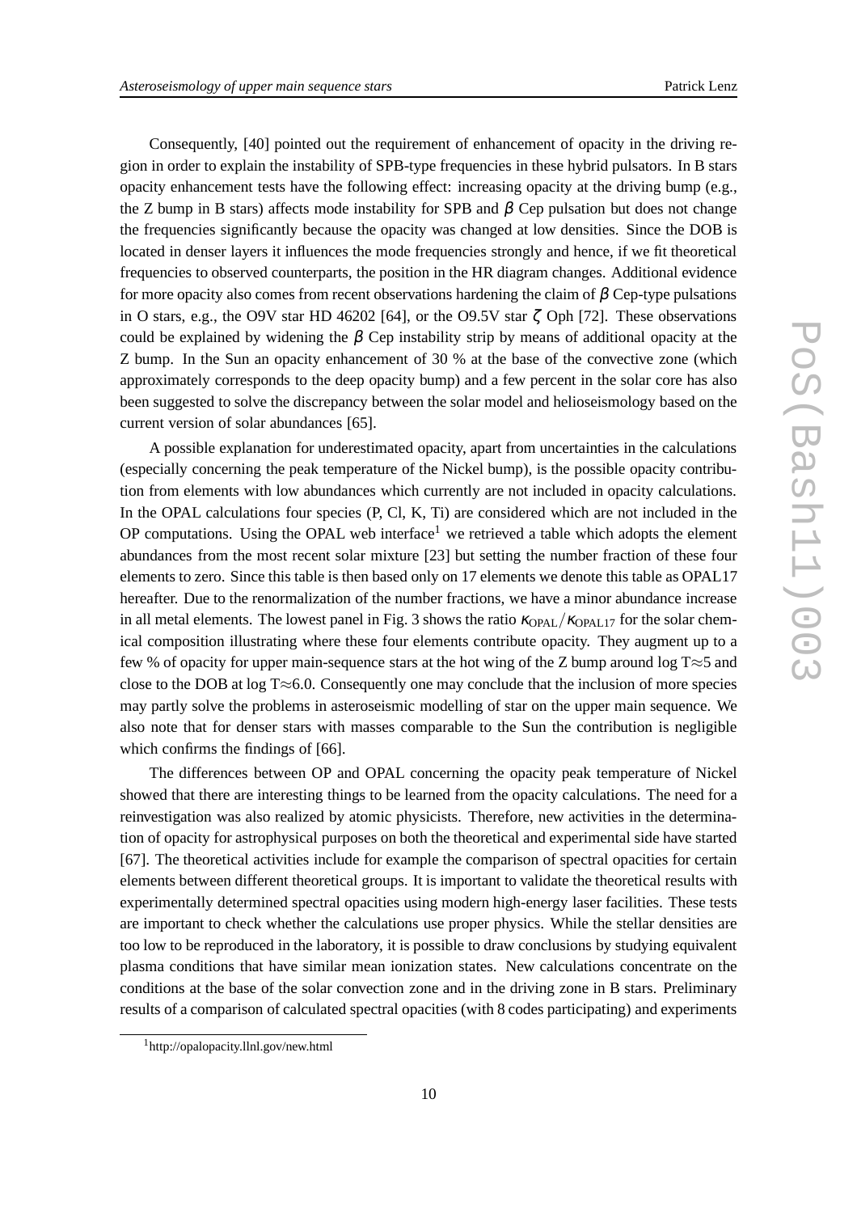Consequently, [40] pointed out the requirement of enhancement of opacity in the driving region in order to explain the instability of SPB-type frequencies in these hybrid pulsators. In B stars opacity enhancement tests have the following effect: increasing opacity at the driving bump (e.g., the Z bump in B stars) affects mode instability for SPB and $\beta$ Cep pulsation but does not change the frequencies significantly because the opacity was changed at low densities. Since the DOB is located in denser layers it influences the mode frequencies strongly and hence, if we fit theoretical frequencies to observed counterparts, the position in the HR diagram changes. Additional evidence for more opacity also comes from recent observations hardening the claim of $\beta$ Cep-type pulsations in O stars, e.g., the O9V star HD 46202 [64], or the O9.5V star $\zeta$ Oph [72]. These observations could be explained by widening the $\beta$ Cep instability strip by means of additional opacity at the Z bump. In the Sun an opacity enhancement of 30 % at the base of the convective zone (which approximately corresponds to the deep opacity bump) and a few percent in the solar core has also been suggested to solve the discrepancy between the solar model and helioseismology based on the current version of solar abundances [65].

A possible explanation for underestimated opacity, apart from uncertainties in the calculations (especially concerning the peak temperature of the Nickel bump), is the possible opacity contribution from elements with low abundances which currently are not included in opacity calculations. In the OPAL calculations four species (P, Cl, K, Ti) are considered which are not included in the OP computations. Using the OPAL web interface[1] we retrieved a table which adopts the element abundances from the most recent solar mixture [23] but setting the number fraction of these four elements to zero. Since this table is then based only on 17 elements we denote this table as OPAL17 hereafter. Due to the renormalization of the number fractions, we have a minor abundance increase in all metal elements. The lowest panel in Fig. 3 shows the ratio $\kappa_{\rm OPAL}/\kappa_{\rm OPAL17}$ for the solar chemical composition illustrating where these four elements contribute opacity. They augment up to a few % of opacity for upper main-sequence stars at the hot wing of the Z bump around log T$\approx$5 and close to the DOB at log T$\approx$6.0. Consequently one may conclude that the inclusion of more species may partly solve the problems in asteroseismic modelling of star on the upper main sequence. We also note that for denser stars with masses comparable to the Sun the contribution is negligible which confirms the findings of [66].

The differences between OP and OPAL concerning the opacity peak temperature of Nickel showed that there are interesting things to be learned from the opacity calculations. The need for a reinvestigation was also realized by atomic physicists. Therefore, new activities in the determination of opacity for astrophysical purposes on both the theoretical and experimental side have started [67]. The theoretical activities include for example the comparison of spectral opacities for certain elements between different theoretical groups. It is important to validate the theoretical results with experimentally determined spectral opacities using modern high-energy laser facilities. These tests are important to check whether the calculations use proper physics. While the stellar densities are too low to be reproduced in the laboratory, it is possible to draw conclusions by studying equivalent plasma conditions that have similar mean ionization states. New calculations concentrate on the conditions at the base of the solar convection zone and in the driving zone in B stars. Preliminary results of a comparison of calculated spectral opacities (with 8 codes participating) and experiments

[1] http://opalopacity.llnl.gov/new.html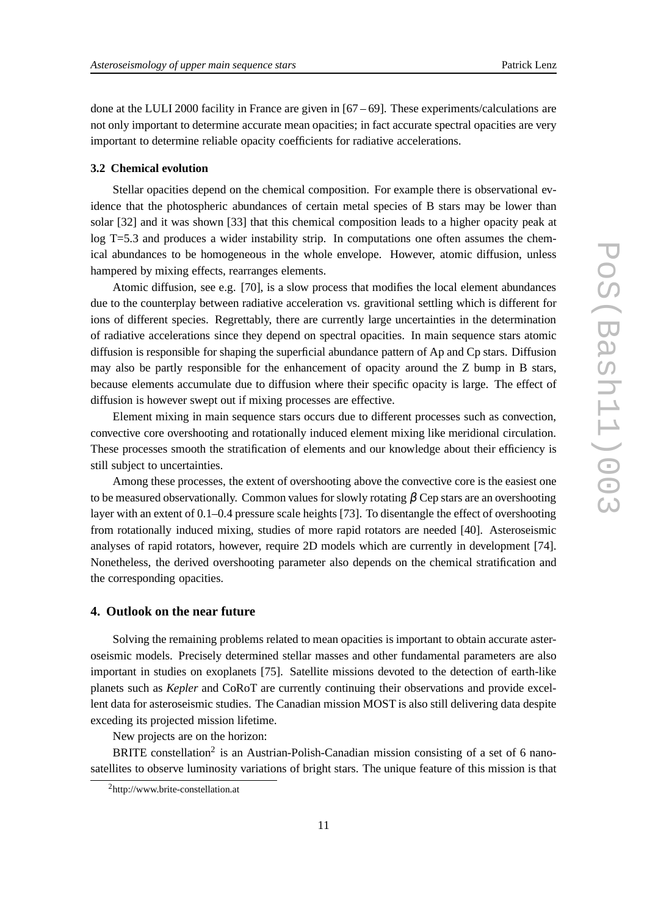done at the LULI 2000 facility in France are given in [67 – 69]. These experiments/calculations are not only important to determine accurate mean opacities; in fact accurate spectral opacities are very important to determine reliable opacity coefficients for radiative accelerations.

### 3.2 Chemical evolution

Stellar opacities depend on the chemical composition. For example there is observational evidence that the photospheric abundances of certain metal species of B stars may be lower than solar [32] and it was shown [33] that this chemical composition leads to a higher opacity peak at log T=5.3 and produces a wider instability strip. In computations one often assumes the chemical abundances to be homogeneous in the whole envelope. However, atomic diffusion, unless hampered by mixing effects, rearranges elements.

Atomic diffusion, see e.g. [70], is a slow process that modifies the local element abundances due to the counterplay between radiative acceleration vs. gravitional settling which is different for ions of different species. Regrettably, there are currently large uncertainties in the determination of radiative accelerations since they depend on spectral opacities. In main sequence stars atomic diffusion is responsible for shaping the superficial abundance pattern of Ap and Cp stars. Diffusion may also be partly responsible for the enhancement of opacity around the Z bump in B stars, because elements accumulate due to diffusion where their specific opacity is large. The effect of diffusion is however swept out if mixing processes are effective.

Element mixing in main sequence stars occurs due to different processes such as convection, convective core overshooting and rotationally induced element mixing like meridional circulation. These processes smooth the stratification of elements and our knowledge about their efficiency is still subject to uncertainties.

Among these processes, the extent of overshooting above the convective core is the easiest one to be measured observationally. Common values for slowly rotating $\beta$ Cep stars are an overshooting layer with an extent of 0.1–0.4 pressure scale heights [73]. To disentangle the effect of overshooting from rotationally induced mixing, studies of more rapid rotators are needed [40]. Asteroseismic analyses of rapid rotators, however, require 2D models which are currently in development [74]. Nonetheless, the derived overshooting parameter also depends on the chemical stratification and the corresponding opacities.

## 4. Outlook on the near future

Solving the remaining problems related to mean opacities is important to obtain accurate asteroseismic models. Precisely determined stellar masses and other fundamental parameters are also important in studies on exoplanets [75]. Satellite missions devoted to the detection of earth-like planets such as *Kepler* and CoRoT are currently continuing their observations and provide excellent data for asteroseismic studies. The Canadian mission MOST is also still delivering data despite exceding its projected mission lifetime.

New projects are on the horizon:

BRITE constellation[2] is an Austrian-Polish-Canadian mission consisting of a set of 6 nanosatellites to observe luminosity variations of bright stars. The unique feature of this mission is that

[2] http://www.brite-constellation.at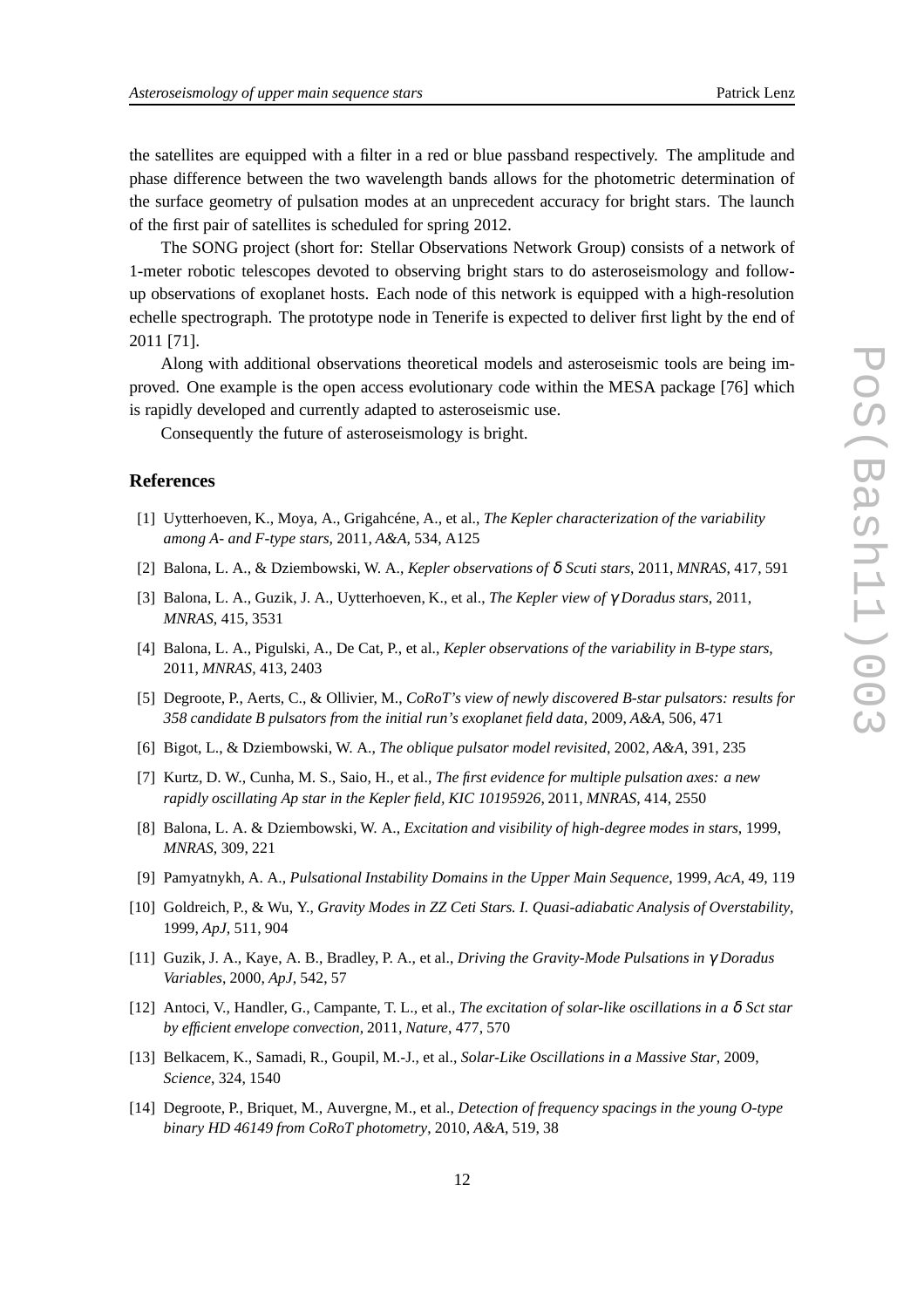the satellites are equipped with a filter in a red or blue passband respectively. The amplitude and phase difference between the two wavelength bands allows for the photometric determination of the surface geometry of pulsation modes at an unprecedent accuracy for bright stars. The launch of the first pair of satellites is scheduled for spring 2012.

The SONG project (short for: Stellar Observations Network Group) consists of a network of 1-meter robotic telescopes devoted to observing bright stars to do asteroseismology and follow-up observations of exoplanet hosts. Each node of this network is equipped with a high-resolution echelle spectrograph. The prototype node in Tenerife is expected to deliver first light by the end of 2011 [71].

Along with additional observations theoretical models and asteroseismic tools are being improved. One example is the open access evolutionary code within the MESA package [76] which is rapidly developed and currently adapted to asteroseismic use.

Consequently the future of asteroseismology is bright.

## References

[1] Uytterhoeven, K., Moya, A., Grigahcéne, A., et al., *The Kepler characterization of the variability among A- and F-type stars*, 2011, *A&A*, 534, A125

[2] Balona, L. A., & Dziembowski, W. A., *Kepler observations of δ Scuti stars*, 2011, *MNRAS*, 417, 591

[3] Balona, L. A., Guzik, J. A., Uytterhoeven, K., et al., *The Kepler view of γ Doradus stars*, 2011, *MNRAS*, 415, 3531

[4] Balona, L. A., Pigulski, A., De Cat, P., et al., *Kepler observations of the variability in B-type stars*, 2011, *MNRAS*, 413, 2403

[5] Degroote, P., Aerts, C., & Ollivier, M., *CoRoT's view of newly discovered B-star pulsators: results for 358 candidate B pulsators from the initial run's exoplanet field data*, 2009, *A&A*, 506, 471

[6] Bigot, L., & Dziembowski, W. A., *The oblique pulsator model revisited*, 2002, *A&A*, 391, 235

[7] Kurtz, D. W., Cunha, M. S., Saio, H., et al., *The first evidence for multiple pulsation axes: a new rapidly oscillating Ap star in the Kepler field, KIC 10195926*, 2011, *MNRAS*, 414, 2550

[8] Balona, L. A. & Dziembowski, W. A., *Excitation and visibility of high-degree modes in stars*, 1999, *MNRAS*, 309, 221

[9] Pamyatnykh, A. A., *Pulsational Instability Domains in the Upper Main Sequence*, 1999, *AcA*, 49, 119

[10] Goldreich, P., & Wu, Y., *Gravity Modes in ZZ Ceti Stars. I. Quasi-adiabatic Analysis of Overstability*, 1999, *ApJ*, 511, 904

[11] Guzik, J. A., Kaye, A. B., Bradley, P. A., et al., *Driving the Gravity-Mode Pulsations in γ Doradus Variables*, 2000, *ApJ*, 542, 57

[12] Antoci, V., Handler, G., Campante, T. L., et al., *The excitation of solar-like oscillations in a δ Sct star by efficient envelope convection*, 2011, *Nature*, 477, 570

[13] Belkacem, K., Samadi, R., Goupil, M.-J., et al., *Solar-Like Oscillations in a Massive Star*, 2009, *Science*, 324, 1540

[14] Degroote, P., Briquet, M., Auvergne, M., et al., *Detection of frequency spacings in the young O-type binary HD 46149 from CoRoT photometry*, 2010, *A&A*, 519, 38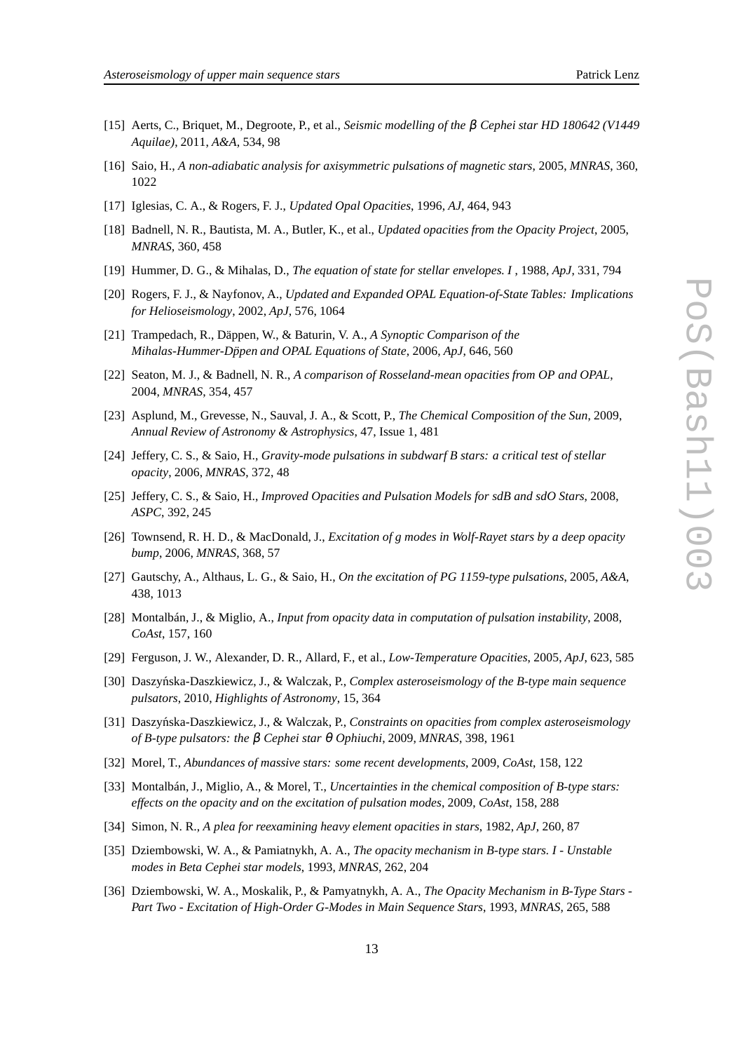[15] Aerts, C., Briquet, M., Degroote, P., et al., *Seismic modelling of the $\beta$ Cephei star HD 180642 (V1449 Aquilae)*, 2011, *A&A*, 534, 98

[16] Saio, H., *A non-adiabatic analysis for axisymmetric pulsations of magnetic stars*, 2005, *MNRAS*, 360, 1022

[17] Iglesias, C. A., & Rogers, F. J., *Updated Opal Opacities*, 1996, *AJ*, 464, 943

[18] Badnell, N. R., Bautista, M. A., Butler, K., et al., *Updated opacities from the Opacity Project*, 2005, *MNRAS*, 360, 458

[19] Hummer, D. G., & Mihalas, D., *The equation of state for stellar envelopes. I* , 1988, *ApJ*, 331, 794

[20] Rogers, F. J., & Nayfonov, A., *Updated and Expanded OPAL Equation-of-State Tables: Implications for Helioseismology*, 2002, *ApJ*, 576, 1064

[21] Trampedach, R., Däppen, W., & Baturin, V. A., *A Synoptic Comparison of the Mihalas-Hummer-Dppen and OPAL Equations of State*, 2006, *ApJ*, 646, 560

[22] Seaton, M. J., & Badnell, N. R., *A comparison of Rosseland-mean opacities from OP and OPAL*, 2004, *MNRAS*, 354, 457

[23] Asplund, M., Grevesse, N., Sauval, J. A., & Scott, P., *The Chemical Composition of the Sun*, 2009, *Annual Review of Astronomy & Astrophysics*, 47, Issue 1, 481

[24] Jeffery, C. S., & Saio, H., *Gravity-mode pulsations in subdwarf B stars: a critical test of stellar opacity*, 2006, *MNRAS*, 372, 48

[25] Jeffery, C. S., & Saio, H., *Improved Opacities and Pulsation Models for sdB and sdO Stars*, 2008, *ASPC*, 392, 245

[26] Townsend, R. H. D., & MacDonald, J., *Excitation of g modes in Wolf-Rayet stars by a deep opacity bump*, 2006, *MNRAS*, 368, 57

[27] Gautschy, A., Althaus, L. G., & Saio, H., *On the excitation of PG 1159-type pulsations*, 2005, *A&A*, 438, 1013

[28] Montalbán, J., & Miglio, A., *Input from opacity data in computation of pulsation instability*, 2008, *CoAst*, 157, 160

[29] Ferguson, J. W., Alexander, D. R., Allard, F., et al., *Low-Temperature Opacities*, 2005, *ApJ*, 623, 585

[30] Daszyńska-Daszkiewicz, J., & Walczak, P., *Complex asteroseismology of the B-type main sequence pulsators*, 2010, *Highlights of Astronomy*, 15, 364

[31] Daszyńska-Daszkiewicz, J., & Walczak, P., *Constraints on opacities from complex asteroseismology of B-type pulsators: the $\beta$ Cephei star $\theta$ Ophiuchi*, 2009, *MNRAS*, 398, 1961

[32] Morel, T., *Abundances of massive stars: some recent developments*, 2009, *CoAst*, 158, 122

[33] Montalbán, J., Miglio, A., & Morel, T., *Uncertainties in the chemical composition of B-type stars: effects on the opacity and on the excitation of pulsation modes*, 2009, *CoAst*, 158, 288

[34] Simon, N. R., *A plea for reexamining heavy element opacities in stars*, 1982, *ApJ*, 260, 87

[35] Dziembowski, W. A., & Pamiatnykh, A. A., *The opacity mechanism in B-type stars. I - Unstable modes in Beta Cephei star models*, 1993, *MNRAS*, 262, 204

[36] Dziembowski, W. A., Moskalik, P., & Pamyatnykh, A. A., *The Opacity Mechanism in B-Type Stars - Part Two - Excitation of High-Order G-Modes in Main Sequence Stars*, 1993, *MNRAS*, 265, 588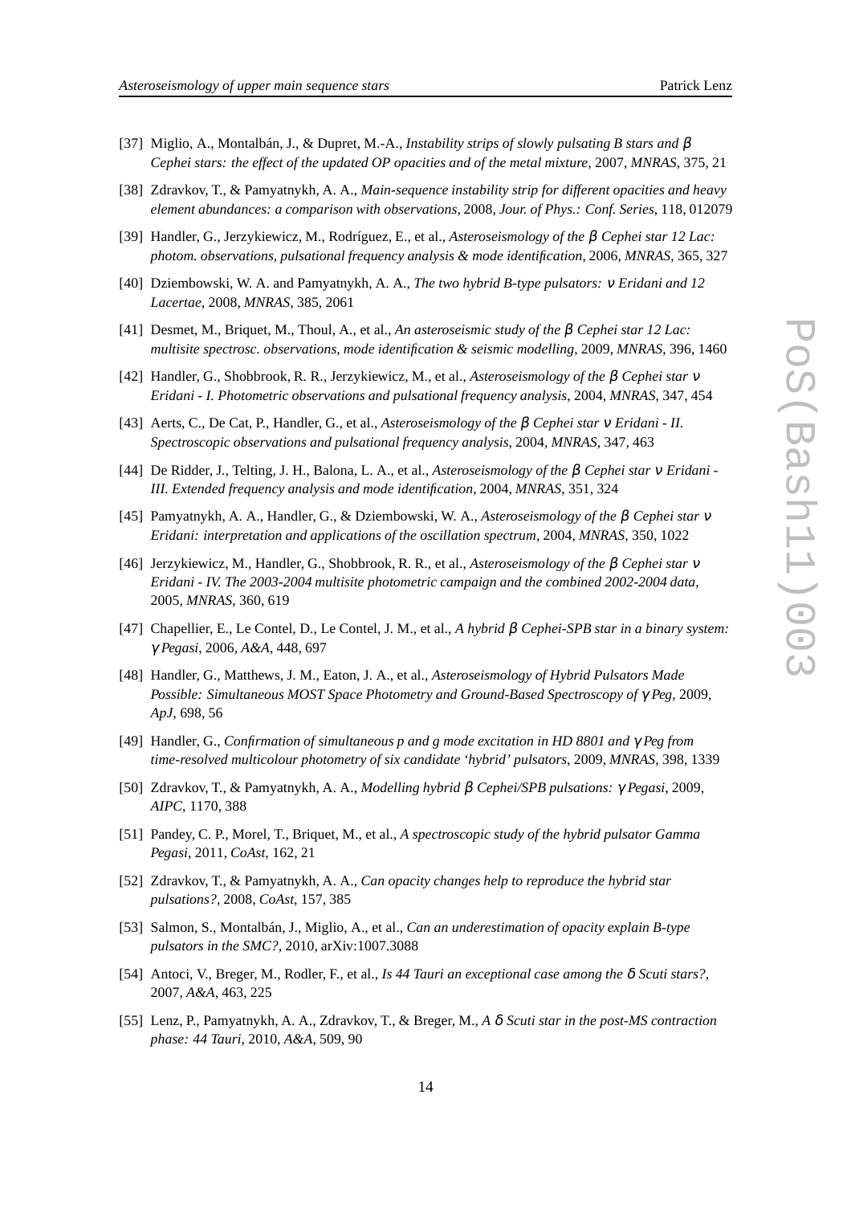[37] Miglio, A., Montalbán, J., & Dupret, M.-A., *Instability strips of slowly pulsating B stars and β Cephei stars: the effect of the updated OP opacities and of the metal mixture*, 2007, *MNRAS*, 375, 21

[38] Zdravkov, T., & Pamyatnykh, A. A., *Main-sequence instability strip for different opacities and heavy element abundances: a comparison with observations*, 2008, *Jour. of Phys.: Conf. Series*, 118, 012079

[39] Handler, G., Jerzykiewicz, M., Rodríguez, E., et al., *Asteroseismology of the β Cephei star 12 Lac: photom. observations, pulsational frequency analysis & mode identification*, 2006, *MNRAS*, 365, 327

[40] Dziembowski, W. A. and Pamyatnykh, A. A., *The two hybrid B-type pulsators: ν Eridani and 12 Lacertae*, 2008, *MNRAS*, 385, 2061

[41] Desmet, M., Briquet, M., Thoul, A., et al., *An asteroseismic study of the β Cephei star 12 Lac: multisite spectrosc. observations, mode identification & seismic modelling*, 2009, *MNRAS*, 396, 1460

[42] Handler, G., Shobbrook, R. R., Jerzykiewicz, M., et al., *Asteroseismology of the β Cephei star ν Eridani - I. Photometric observations and pulsational frequency analysis*, 2004, *MNRAS*, 347, 454

[43] Aerts, C., De Cat, P., Handler, G., et al., *Asteroseismology of the β Cephei star ν Eridani - II. Spectroscopic observations and pulsational frequency analysis*, 2004, *MNRAS*, 347, 463

[44] De Ridder, J., Telting, J. H., Balona, L. A., et al., *Asteroseismology of the β Cephei star ν Eridani - III. Extended frequency analysis and mode identification*, 2004, *MNRAS*, 351, 324

[45] Pamyatnykh, A. A., Handler, G., & Dziembowski, W. A., *Asteroseismology of the β Cephei star ν Eridani: interpretation and applications of the oscillation spectrum*, 2004, *MNRAS*, 350, 1022

[46] Jerzykiewicz, M., Handler, G., Shobbrook, R. R., et al., *Asteroseismology of the β Cephei star ν Eridani - IV. The 2003-2004 multisite photometric campaign and the combined 2002-2004 data*, 2005, *MNRAS*, 360, 619

[47] Chapellier, E., Le Contel, D., Le Contel, J. M., et al., *A hybrid β Cephei-SPB star in a binary system: γ Pegasi*, 2006, *A&A*, 448, 697

[48] Handler, G., Matthews, J. M., Eaton, J. A., et al., *Asteroseismology of Hybrid Pulsators Made Possible: Simultaneous MOST Space Photometry and Ground-Based Spectroscopy of γ Peg*, 2009, *ApJ*, 698, 56

[49] Handler, G., *Confirmation of simultaneous p and g mode excitation in HD 8801 and γ Peg from time-resolved multicolour photometry of six candidate 'hybrid' pulsators*, 2009, *MNRAS*, 398, 1339

[50] Zdravkov, T., & Pamyatnykh, A. A., *Modelling hybrid β Cephei/SPB pulsations: γ Pegasi*, 2009, *AIPC*, 1170, 388

[51] Pandey, C. P., Morel, T., Briquet, M., et al., *A spectroscopic study of the hybrid pulsator Gamma Pegasi*, 2011, *CoAst*, 162, 21

[52] Zdravkov, T., & Pamyatnykh, A. A., *Can opacity changes help to reproduce the hybrid star pulsations?*, 2008, *CoAst*, 157, 385

[53] Salmon, S., Montalbán, J., Miglio, A., et al., *Can an underestimation of opacity explain B-type pulsators in the SMC?*, 2010, arXiv:1007.3088

[54] Antoci, V., Breger, M., Rodler, F., et al., *Is 44 Tauri an exceptional case among the δ Scuti stars?*, 2007, *A&A*, 463, 225

[55] Lenz, P., Pamyatnykh, A. A., Zdravkov, T., & Breger, M., *A δ Scuti star in the post-MS contraction phase: 44 Tauri*, 2010, *A&A*, 509, 90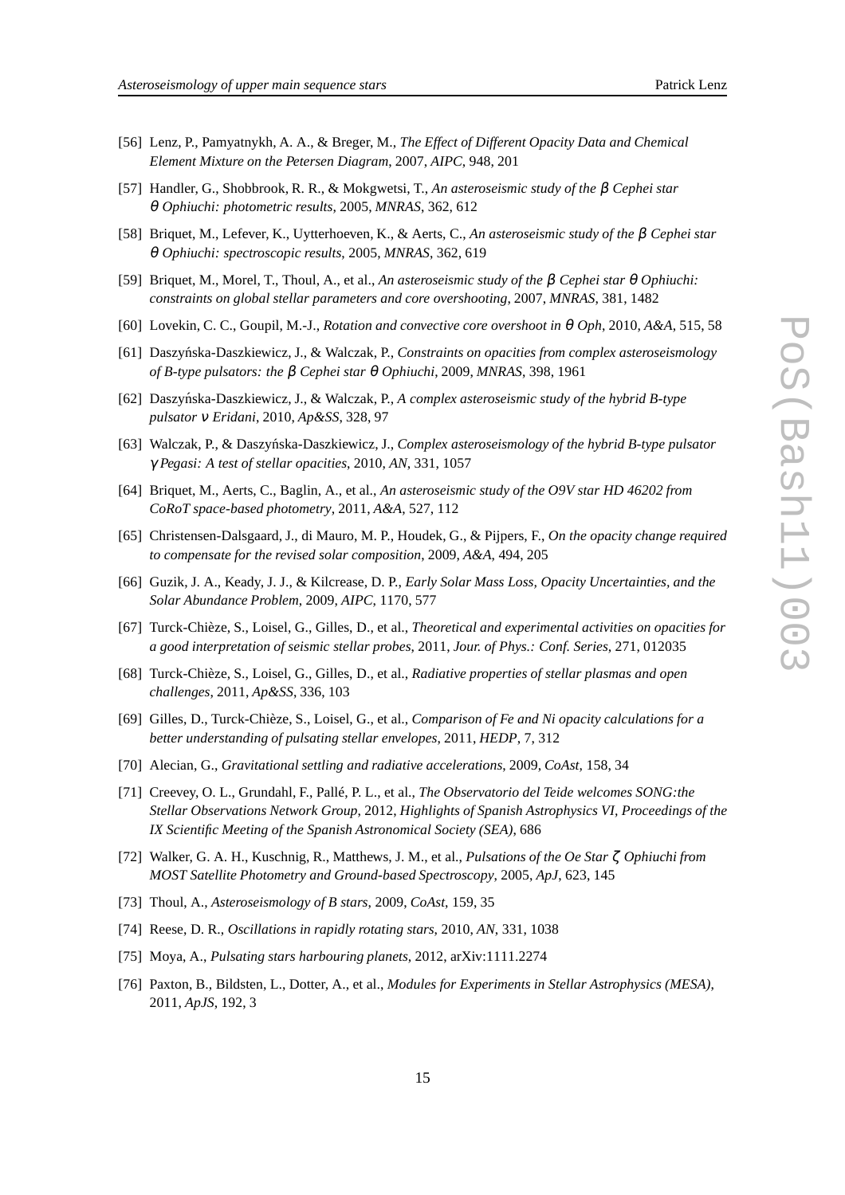[56] Lenz, P., Pamyatnykh, A. A., & Breger, M., *The Effect of Different Opacity Data and Chemical Element Mixture on the Petersen Diagram*, 2007, *AIPC*, 948, 201

[57] Handler, G., Shobbrook, R. R., & Mokgwetsi, T., *An asteroseismic study of the $\beta$ Cephei star $\theta$ Ophiuchi: photometric results*, 2005, *MNRAS*, 362, 612

[58] Briquet, M., Lefever, K., Uytterhoeven, K., & Aerts, C., *An asteroseismic study of the $\beta$ Cephei star $\theta$ Ophiuchi: spectroscopic results*, 2005, *MNRAS*, 362, 619

[59] Briquet, M., Morel, T., Thoul, A., et al., *An asteroseismic study of the $\beta$ Cephei star $\theta$ Ophiuchi: constraints on global stellar parameters and core overshooting*, 2007, *MNRAS*, 381, 1482

[60] Lovekin, C. C., Goupil, M.-J., *Rotation and convective core overshoot in $\theta$ Oph*, 2010, *A&A*, 515, 58

[61] Daszyńska-Daszkiewicz, J., & Walczak, P., *Constraints on opacities from complex asteroseismology of B-type pulsators: the $\beta$ Cephei star $\theta$ Ophiuchi*, 2009, *MNRAS*, 398, 1961

[62] Daszyńska-Daszkiewicz, J., & Walczak, P., *A complex asteroseismic study of the hybrid B-type pulsator $\nu$ Eridani*, 2010, *Ap&SS*, 328, 97

[63] Walczak, P., & Daszyńska-Daszkiewicz, J., *Complex asteroseismology of the hybrid B-type pulsator $\gamma$ Pegasi: A test of stellar opacities*, 2010, *AN*, 331, 1057

[64] Briquet, M., Aerts, C., Baglin, A., et al., *An asteroseismic study of the O9V star HD 46202 from CoRoT space-based photometry*, 2011, *A&A*, 527, 112

[65] Christensen-Dalsgaard, J., di Mauro, M. P., Houdek, G., & Pijpers, F., *On the opacity change required to compensate for the revised solar composition*, 2009, *A&A*, 494, 205

[66] Guzik, J. A., Keady, J. J., & Kilcrease, D. P., *Early Solar Mass Loss, Opacity Uncertainties, and the Solar Abundance Problem*, 2009, *AIPC*, 1170, 577

[67] Turck-Chièze, S., Loisel, G., Gilles, D., et al., *Theoretical and experimental activities on opacities for a good interpretation of seismic stellar probes*, 2011, *Jour. of Phys.: Conf. Series*, 271, 012035

[68] Turck-Chièze, S., Loisel, G., Gilles, D., et al., *Radiative properties of stellar plasmas and open challenges*, 2011, *Ap&SS*, 336, 103

[69] Gilles, D., Turck-Chièze, S., Loisel, G., et al., *Comparison of Fe and Ni opacity calculations for a better understanding of pulsating stellar envelopes*, 2011, *HEDP*, 7, 312

[70] Alecian, G., *Gravitational settling and radiative accelerations*, 2009, *CoAst*, 158, 34

[71] Creevey, O. L., Grundahl, F., Pallé, P. L., et al., *The Observatorio del Teide welcomes SONG:the Stellar Observations Network Group*, 2012, *Highlights of Spanish Astrophysics VI, Proceedings of the IX Scientific Meeting of the Spanish Astronomical Society (SEA)*, 686

[72] Walker, G. A. H., Kuschnig, R., Matthews, J. M., et al., *Pulsations of the Oe Star $\zeta$ Ophiuchi from MOST Satellite Photometry and Ground-based Spectroscopy*, 2005, *ApJ*, 623, 145

[73] Thoul, A., *Asteroseismology of B stars*, 2009, *CoAst*, 159, 35

[74] Reese, D. R., *Oscillations in rapidly rotating stars*, 2010, *AN*, 331, 1038

[75] Moya, A., *Pulsating stars harbouring planets*, 2012, arXiv:1111.2274

[76] Paxton, B., Bildsten, L., Dotter, A., et al., *Modules for Experiments in Stellar Astrophysics (MESA)*, 2011, *ApJS*, 192, 3